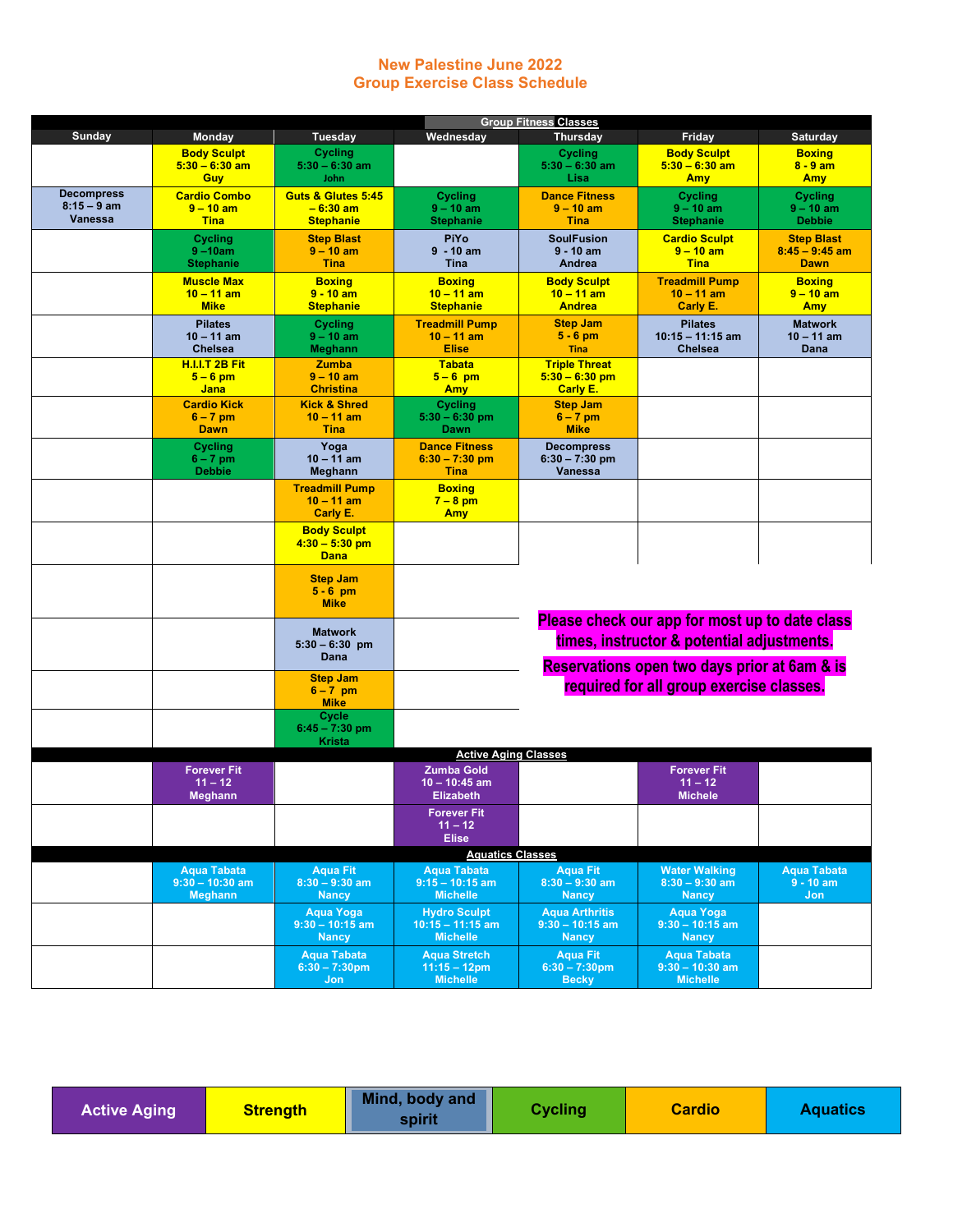# New Palestine June 2022
# Group Exercise Class Schedule

| Sunday | Monday | Tuesday | Wednesday | Thursday | Friday | Saturday |
|---|---|---|---|---|---|---|
| **Group Fitness Classes** | | | | | | |
| | Body Sculpt 5:30 – 6:30 am Guy | Cycling 5:30 – 6:30 am John | | Cycling 5:30 – 6:30 am Lisa | Body Sculpt 5:30 – 6:30 am Amy | Boxing 8 - 9 am Amy |
| Decompress 8:15 – 9 am Vanessa | Cardio Combo 9 – 10 am Tina | Guts & Glutes 5:45 – 6:30 am Stephanie | Cycling 9 – 10 am Stephanie | Dance Fitness 9 – 10 am Tina | Cycling 9 – 10 am Stephanie | Cycling 9 – 10 am Debbie |
| | Cycling 9 –10am Stephanie | Step Blast 9 – 10 am Tina | PiYo 9 - 10 am Tina | SoulFusion 9 - 10 am Andrea | Cardio Sculpt 9 – 10 am Tina | Step Blast 8:45 – 9:45 am Dawn |
| | Muscle Max 10 – 11 am Mike | Boxing 9 - 10 am Stephanie | Boxing 10 – 11 am Stephanie | Body Sculpt 10 – 11 am Andrea | Treadmill Pump 10 – 11 am Carly E. | Boxing 9 – 10 am Amy |
| | Pilates 10 – 11 am Chelsea | Cycling 9 – 10 am Meghann | Treadmill Pump 10 – 11 am Elise | Step Jam 5 - 6 pm Tina | Pilates 10:15 – 11:15 am Chelsea | Matwork 10 – 11 am Dana |
| | H.I.I.T 2B Fit 5 – 6 pm Jana | Zumba 9 – 10 am Christina | Tabata 5 – 6 pm Amy | Triple Threat 5:30 – 6:30 pm Carly E. | | |
| | Cardio Kick 6 – 7 pm Dawn | Kick & Shred 10 – 11 am Tina | Cycling 5:30 – 6:30 pm Dawn | Step Jam 6 – 7 pm Mike | | |
| | Cycling 6 – 7 pm Debbie | Yoga 10 – 11 am Meghann | Dance Fitness 6:30 – 7:30 pm Tina | Decompress 6:30 – 7:30 pm Vanessa | | |
| | | Treadmill Pump 10 – 11 am Carly E. | Boxing 7 – 8 pm Amy | | | |
| | | Body Sculpt 4:30 – 5:30 pm Dana | | | | |
| | | Step Jam 5 - 6 pm Mike | | | | |
| | | Matwork 5:30 – 6:30 pm Dana | | | | |
| | | Step Jam 6 – 7 pm Mike | | | | |
| | | Cycle 6:45 – 7:30 pm Krista | | | | |
| **Active Aging Classes** | | | | | | |
| | Forever Fit 11 – 12 Meghann | | Zumba Gold 10 – 10:45 am Elizabeth | | Forever Fit 11 – 12 Michele | |
| | | | Forever Fit 11 – 12 Elise | | | |
| **Aquatics Classes** | | | | | | |
| | Aqua Tabata 9:30 – 10:30 am Meghann | Aqua Fit 8:30 – 9:30 am Nancy | Aqua Tabata 9:15 – 10:15 am Michelle | Aqua Fit 8:30 – 9:30 am Nancy | Water Walking 8:30 – 9:30 am Nancy | Aqua Tabata 9 - 10 am Jon |
| | | Aqua Yoga 9:30 – 10:15 am Nancy | Hydro Sculpt 10:15 – 11:15 am Michelle | Aqua Arthritis 9:30 – 10:15 am Nancy | Aqua Yoga 9:30 – 10:15 am Nancy | |
| | | Aqua Tabata 6:30 – 7:30pm Jon | Aqua Stretch 11:15 – 12pm Michelle | Aqua Fit 6:30 – 7:30pm Becky | Aqua Tabata 9:30 – 10:30 am Michelle | |

**Please check our app for most up to date class times, instructor & potential adjustments.**

**Reservations open two days prior at 6am & is required for all group exercise classes.**

| Active Aging | Strength | Mind, body and spirit | Cycling | Cardio | Aquatics |
|---|---|---|---|---|---|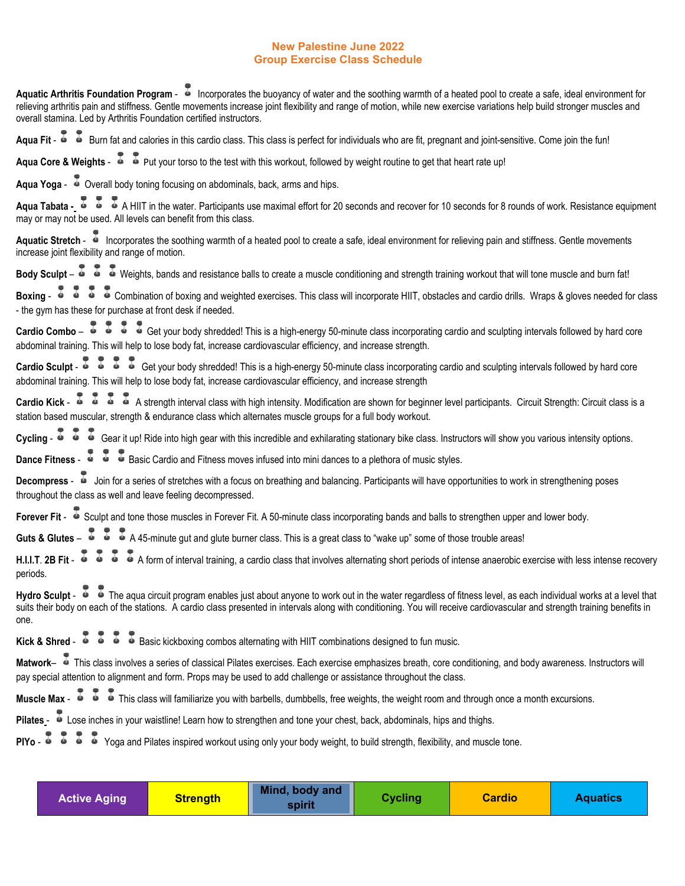# New Palestine June 2022
## Group Exercise Class Schedule

**Aquatic Arthritis Foundation Program** - Incorporates the buoyancy of water and the soothing warmth of a heated pool to create a safe, ideal environment for relieving arthritis pain and stiffness. Gentle movements increase joint flexibility and range of motion, while new exercise variations help build stronger muscles and overall stamina. Led by Arthritis Foundation certified instructors.

**Aqua Fit** - Burn fat and calories in this cardio class. This class is perfect for individuals who are fit, pregnant and joint-sensitive. Come join the fun!

**Aqua Core & Weights** - Put your torso to the test with this workout, followed by weight routine to get that heart rate up!

**Aqua Yoga** - Overall body toning focusing on abdominals, back, arms and hips.

**Aqua Tabata** - A HIIT in the water. Participants use maximal effort for 20 seconds and recover for 10 seconds for 8 rounds of work. Resistance equipment may or may not be used. All levels can benefit from this class.

**Aquatic Stretch** - Incorporates the soothing warmth of a heated pool to create a safe, ideal environment for relieving pain and stiffness. Gentle movements increase joint flexibility and range of motion.

**Body Sculpt** – Weights, bands and resistance balls to create a muscle conditioning and strength training workout that will tone muscle and burn fat!

**Boxing** - Combination of boxing and weighted exercises. This class will incorporate HIIT, obstacles and cardio drills. Wraps & gloves needed for class - the gym has these for purchase at front desk if needed.

**Cardio Combo** – Get your body shredded! This is a high-energy 50-minute class incorporating cardio and sculpting intervals followed by hard core abdominal training. This will help to lose body fat, increase cardiovascular efficiency, and increase strength.

**Cardio Sculpt** - Get your body shredded! This is a high-energy 50-minute class incorporating cardio and sculpting intervals followed by hard core abdominal training. This will help to lose body fat, increase cardiovascular efficiency, and increase strength

**Cardio Kick** - A strength interval class with high intensity. Modification are shown for beginner level participants. Circuit Strength: Circuit class is a station based muscular, strength & endurance class which alternates muscle groups for a full body workout.

**Cycling** - Gear it up! Ride into high gear with this incredible and exhilarating stationary bike class. Instructors will show you various intensity options.

**Dance Fitness** - Basic Cardio and Fitness moves infused into mini dances to a plethora of music styles.

**Decompress** - Join for a series of stretches with a focus on breathing and balancing. Participants will have opportunities to work in strengthening poses throughout the class as well and leave feeling decompressed.

**Forever Fit** - Sculpt and tone those muscles in Forever Fit. A 50-minute class incorporating bands and balls to strengthen upper and lower body.

**Guts & Glutes** – A 45-minute gut and glute burner class. This is a great class to "wake up" some of those trouble areas!

**H.I.I.T. 2B Fit** - A form of interval training, a cardio class that involves alternating short periods of intense anaerobic exercise with less intense recovery periods.

**Hydro Sculpt** - The aqua circuit program enables just about anyone to work out in the water regardless of fitness level, as each individual works at a level that suits their body on each of the stations. A cardio class presented in intervals along with conditioning. You will receive cardiovascular and strength training benefits in one.

**Kick & Shred** - Basic kickboxing combos alternating with HIIT combinations designed to fun music.

**Matwork**– This class involves a series of classical Pilates exercises. Each exercise emphasizes breath, core conditioning, and body awareness. Instructors will pay special attention to alignment and form. Props may be used to add challenge or assistance throughout the class.

**Muscle Max** - This class will familiarize you with barbells, dumbbells, free weights, the weight room and through once a month excursions.

**Pilates** - Lose inches in your waistline! Learn how to strengthen and tone your chest, back, abdominals, hips and thighs.

**PIYo** - Yoga and Pilates inspired workout using only your body weight, to build strength, flexibility, and muscle tone.

| Active Aging | Strength | Mind, body and spirit | Cycling | Cardio | Aquatics |
| --- | --- | --- | --- | --- | --- |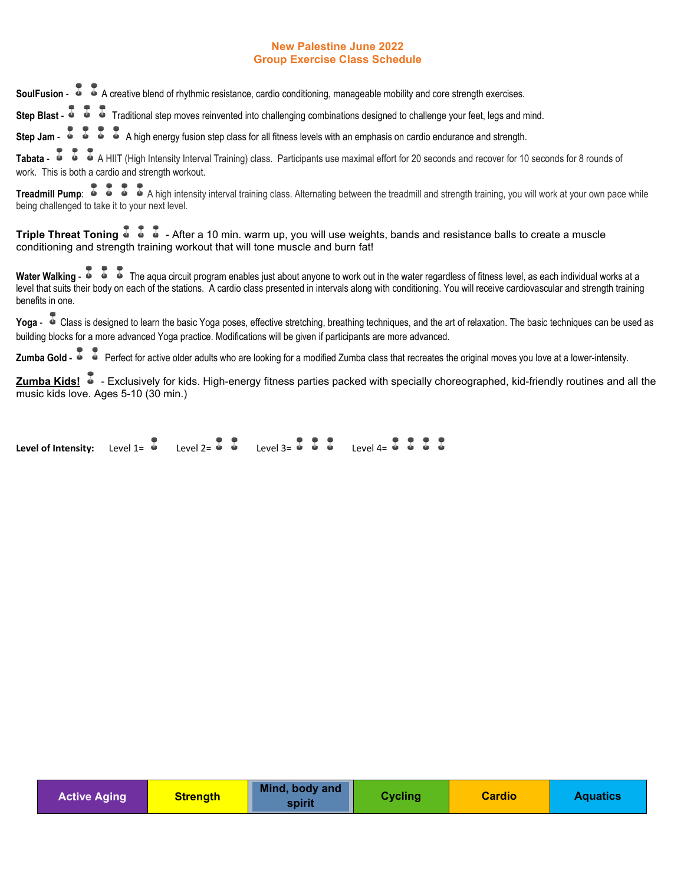## New Palestine June 2022
## Group Exercise Class Schedule

**SoulFusion** - A creative blend of rhythmic resistance, cardio conditioning, manageable mobility and core strength exercises.

**Step Blast** - Traditional step moves reinvented into challenging combinations designed to challenge your feet, legs and mind.

**Step Jam** - A high energy fusion step class for all fitness levels with an emphasis on cardio endurance and strength.

**Tabata** - A HIIT (High Intensity Interval Training) class. Participants use maximal effort for 20 seconds and recover for 10 seconds for 8 rounds of work. This is both a cardio and strength workout.

**Treadmill Pump**: A high intensity interval training class. Alternating between the treadmill and strength training, you will work at your own pace while being challenged to take it to your next level.

**Triple Threat Toning** - After a 10 min. warm up, you will use weights, bands and resistance balls to create a muscle conditioning and strength training workout that will tone muscle and burn fat!

**Water Walking** - The aqua circuit program enables just about anyone to work out in the water regardless of fitness level, as each individual works at a level that suits their body on each of the stations. A cardio class presented in intervals along with conditioning. You will receive cardiovascular and strength training benefits in one.

**Yoga** - Class is designed to learn the basic Yoga poses, effective stretching, breathing techniques, and the art of relaxation. The basic techniques can be used as building blocks for a more advanced Yoga practice. Modifications will be given if participants are more advanced.

**Zumba Gold** - Perfect for active older adults who are looking for a modified Zumba class that recreates the original moves you love at a lower-intensity.

**Zumba Kids!** - Exclusively for kids. High-energy fitness parties packed with specially choreographed, kid-friendly routines and all the music kids love. Ages 5-10 (30 min.)

**Level of Intensity:** Level 1= Level 2= Level 3= Level 4=

| Active Aging | Strength | Mind, body and spirit | Cycling | Cardio | Aquatics |
|---|---|---|---|---|---|